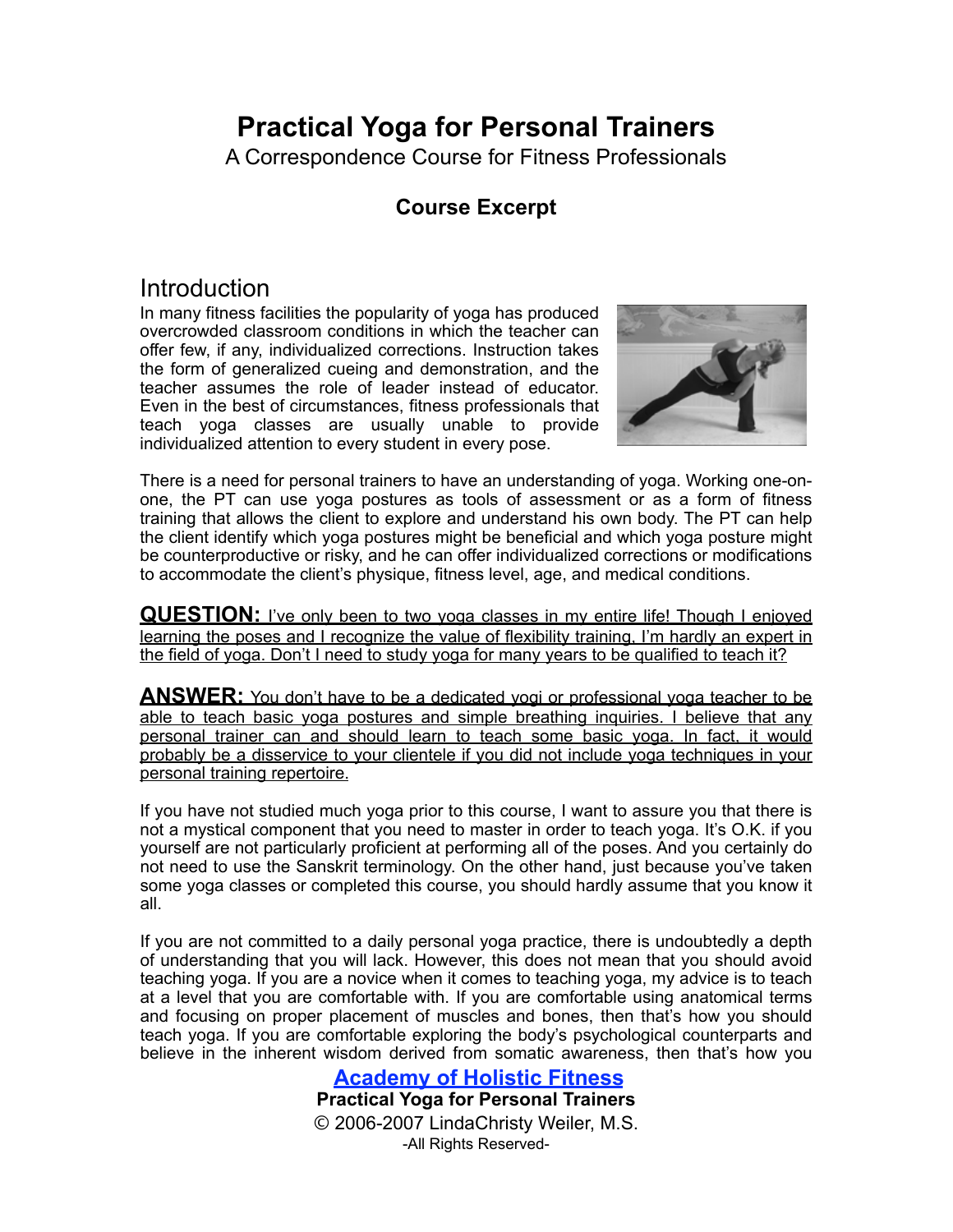# Practical Yoga for Personal Trainers

A Correspondence Course for Fitness Professionals

### Course Excerpt

## Introduction

In many fitness facilities the popularity of yoga has produced overcrowded classroom conditions in which the teacher can offer few, if any, individualized corrections. Instruction takes the form of generalized cueing and demonstration, and the teacher assumes the role of leader instead of educator. Even in the best of circumstances, fitness professionals that teach yoga classes are usually unable to provide individualized attention to every student in every pose.

There is a need for personal trainers to have an understanding of yoga. Working one-on-one, the PT can use yoga postures as tools of assessment or as a form of fitness training that allows the client to explore and understand his own body. The PT can help the client identify which yoga postures might be beneficial and which yoga posture might be counterproductive or risky, and he can offer individualized corrections or modifications to accommodate the client's physique, fitness level, age, and medical conditions.

**QUESTION:** I've only been to two yoga classes in my entire life! Though I enjoyed learning the poses and I recognize the value of flexibility training, I'm hardly an expert in the field of yoga. Don't I need to study yoga for many years to be qualified to teach it?

**ANSWER:** You don't have to be a dedicated yogi or professional yoga teacher to be able to teach basic yoga postures and simple breathing inquiries. I believe that any personal trainer can and should learn to teach some basic yoga. In fact, it would probably be a disservice to your clientele if you did not include yoga techniques in your personal training repertoire.

If you have not studied much yoga prior to this course, I want to assure you that there is not a mystical component that you need to master in order to teach yoga. It's O.K. if you yourself are not particularly proficient at performing all of the poses. And you certainly do not need to use the Sanskrit terminology. On the other hand, just because you've taken some yoga classes or completed this course, you should hardly assume that you know it all.

If you are not committed to a daily personal yoga practice, there is undoubtedly a depth of understanding that you will lack. However, this does not mean that you should avoid teaching yoga. If you are a novice when it comes to teaching yoga, my advice is to teach at a level that you are comfortable with. If you are comfortable using anatomical terms and focusing on proper placement of muscles and bones, then that's how you should teach yoga. If you are comfortable exploring the body's psychological counterparts and believe in the inherent wisdom derived from somatic awareness, then that's how you

**Academy of Holistic Fitness**
**Practical Yoga for Personal Trainers**
© 2006-2007 LindaChristy Weiler, M.S.
-All Rights Reserved-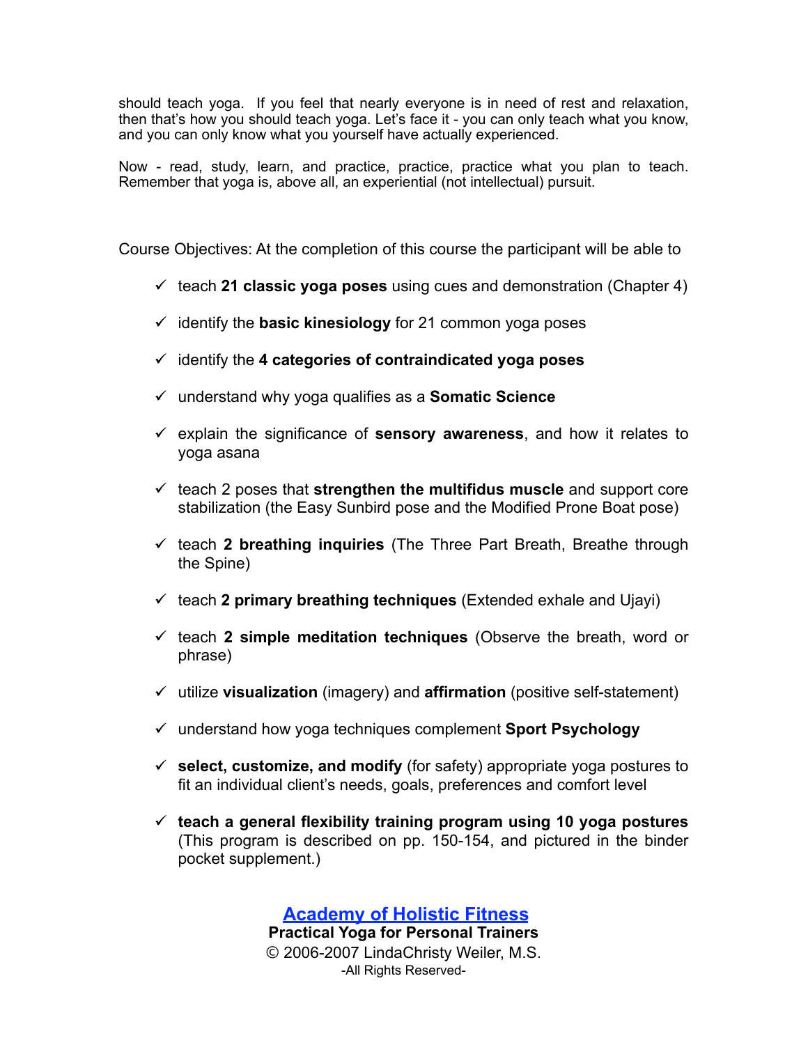should teach yoga. If you feel that nearly everyone is in need of rest and relaxation, then that's how you should teach yoga. Let's face it - you can only teach what you know, and you can only know what you yourself have actually experienced.

Now - read, study, learn, and practice, practice, practice what you plan to teach. Remember that yoga is, above all, an experiential (not intellectual) pursuit.

Course Objectives: At the completion of this course the participant will be able to

- ✓ teach **21 classic yoga poses** using cues and demonstration (Chapter 4)
- ✓ identify the **basic kinesiology** for 21 common yoga poses
- ✓ identify the **4 categories of contraindicated yoga poses**
- ✓ understand why yoga qualifies as a **Somatic Science**
- ✓ explain the significance of **sensory awareness**, and how it relates to yoga asana
- ✓ teach 2 poses that **strengthen the multifidus muscle** and support core stabilization (the Easy Sunbird pose and the Modified Prone Boat pose)
- ✓ teach **2 breathing inquiries** (The Three Part Breath, Breathe through the Spine)
- ✓ teach **2 primary breathing techniques** (Extended exhale and Ujayi)
- ✓ teach **2 simple meditation techniques** (Observe the breath, word or phrase)
- ✓ utilize **visualization** (imagery) and **affirmation** (positive self-statement)
- ✓ understand how yoga techniques complement **Sport Psychology**
- ✓ **select, customize, and modify** (for safety) appropriate yoga postures to fit an individual client's needs, goals, preferences and comfort level
- ✓ **teach a general flexibility training program using 10 yoga postures** (This program is described on pp. 150-154, and pictured in the binder pocket supplement.)

**Academy of Holistic Fitness**
**Practical Yoga for Personal Trainers**
© 2006-2007 LindaChristy Weiler, M.S.
-All Rights Reserved-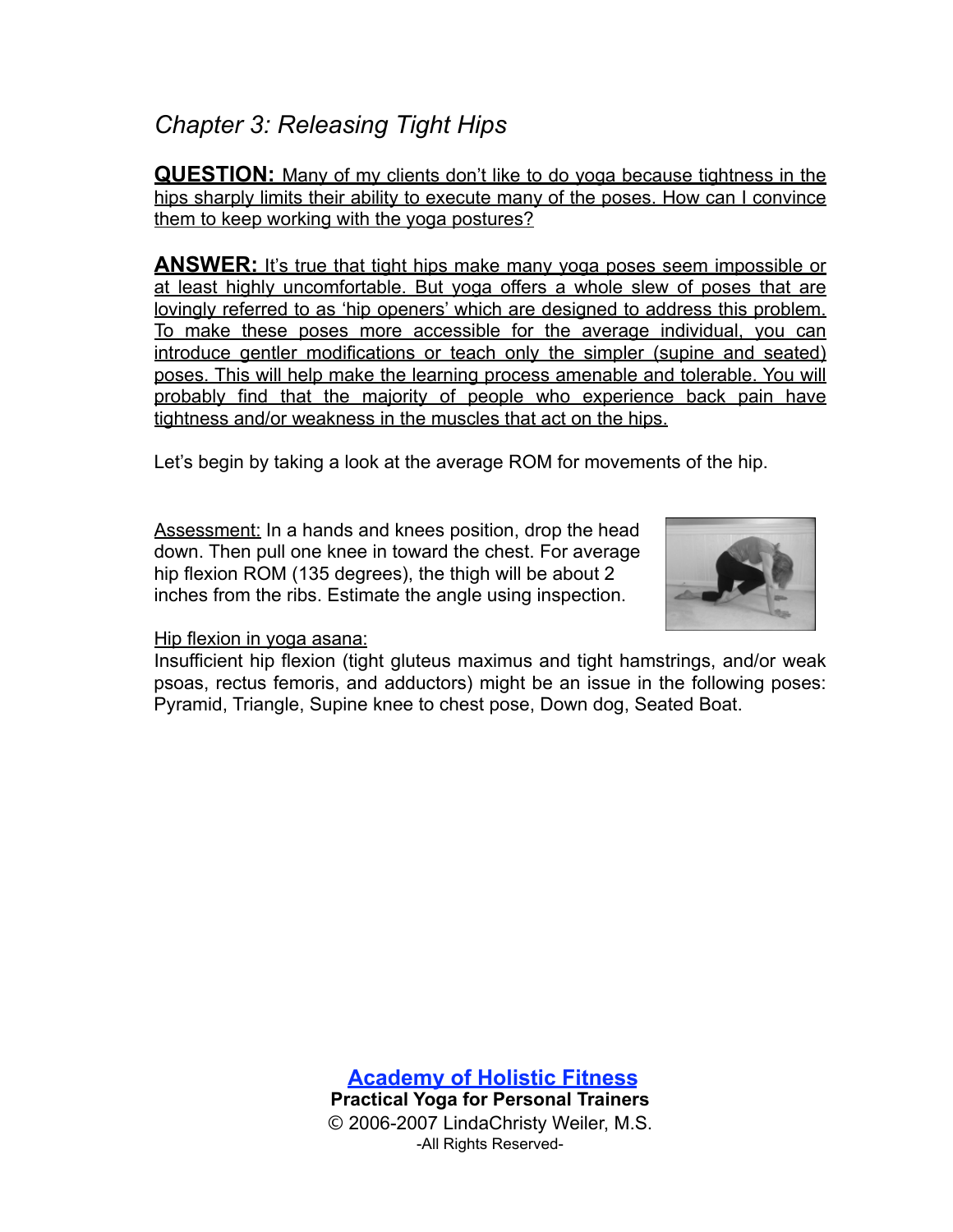## *Chapter 3: Releasing Tight Hips*

**QUESTION:** Many of my clients don't like to do yoga because tightness in the hips sharply limits their ability to execute many of the poses. How can I convince them to keep working with the yoga postures?

**ANSWER:** It's true that tight hips make many yoga poses seem impossible or at least highly uncomfortable. But yoga offers a whole slew of poses that are lovingly referred to as 'hip openers' which are designed to address this problem. To make these poses more accessible for the average individual, you can introduce gentler modifications or teach only the simpler (supine and seated) poses. This will help make the learning process amenable and tolerable. You will probably find that the majority of people who experience back pain have tightness and/or weakness in the muscles that act on the hips.

Let's begin by taking a look at the average ROM for movements of the hip.

Assessment: In a hands and knees position, drop the head down. Then pull one knee in toward the chest. For average hip flexion ROM (135 degrees), the thigh will be about 2 inches from the ribs. Estimate the angle using inspection.

Hip flexion in yoga asana:
Insufficient hip flexion (tight gluteus maximus and tight hamstrings, and/or weak psoas, rectus femoris, and adductors) might be an issue in the following poses: Pyramid, Triangle, Supine knee to chest pose, Down dog, Seated Boat.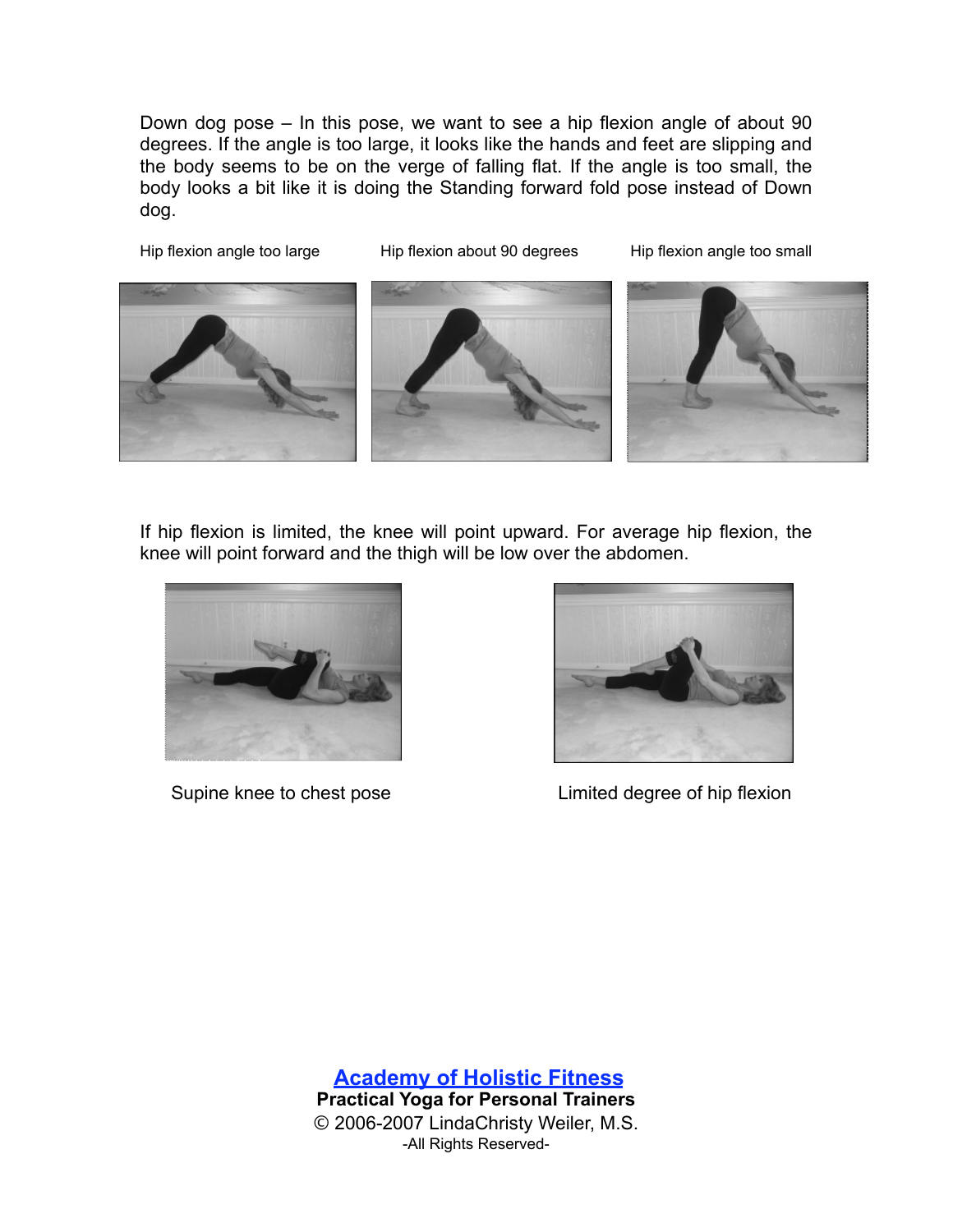Down dog pose – In this pose, we want to see a hip flexion angle of about 90 degrees. If the angle is too large, it looks like the hands and feet are slipping and the body seems to be on the verge of falling flat. If the angle is too small, the body looks a bit like it is doing the Standing forward fold pose instead of Down dog.

Hip flexion angle too large

Hip flexion about 90 degrees

Hip flexion angle too small

If hip flexion is limited, the knee will point upward. For average hip flexion, the knee will point forward and the thigh will be low over the abdomen.

Supine knee to chest pose

Limited degree of hip flexion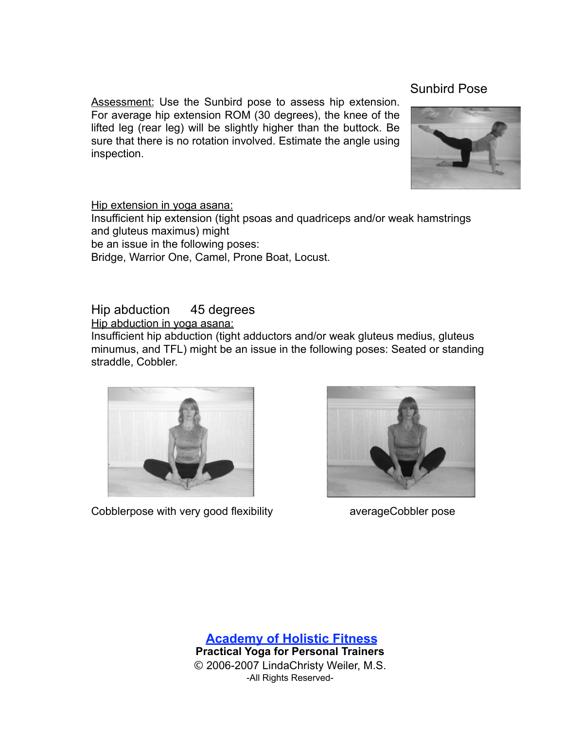Sunbird Pose

Assessment: Use the Sunbird pose to assess hip extension. For average hip extension ROM (30 degrees), the knee of the lifted leg (rear leg) will be slightly higher than the buttock. Be sure that there is no rotation involved. Estimate the angle using inspection.

Hip extension in yoga asana:
Insufficient hip extension (tight psoas and quadriceps and/or weak hamstrings and gluteus maximus) might
be an issue in the following poses:
Bridge, Warrior One, Camel, Prone Boat, Locust.

Hip abduction 45 degrees

Hip abduction in yoga asana:
Insufficient hip abduction (tight adductors and/or weak gluteus medius, gluteus minumus, and TFL) might be an issue in the following poses: Seated or standing straddle, Cobbler.

Cobblerpose with very good flexibility

averageCobbler pose